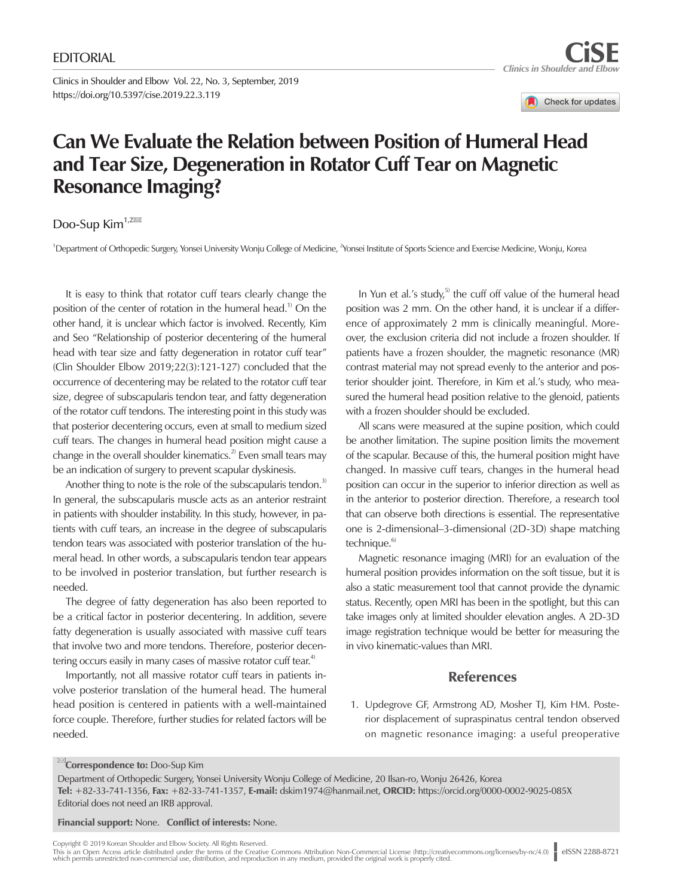EDITORIAL

https://doi.org/10.5397/cise.2019.22.3.119

# Can We Evaluate the Relation between Position of Humeral Head and Tear Size, Degeneration in Rotator Cuff Tear on Magnetic Resonance Imaging?

Doo-Sup Kim[1,2]

[1]Department of Orthopedic Surgery, Yonsei University Wonju College of Medicine, [2]Yonsei Institute of Sports Science and Exercise Medicine, Wonju, Korea

It is easy to think that rotator cuff tears clearly change the position of the center of rotation in the humeral head.[1] On the other hand, it is unclear which factor is involved. Recently, Kim and Seo "Relationship of posterior decentering of the humeral head with tear size and fatty degeneration in rotator cuff tear" (Clin Shoulder Elbow 2019;22(3):121-127) concluded that the occurrence of decentering may be related to the rotator cuff tear size, degree of subscapularis tendon tear, and fatty degeneration of the rotator cuff tendons. The interesting point in this study was that posterior decentering occurs, even at small to medium sized cuff tears. The changes in humeral head position might cause a change in the overall shoulder kinematics.[2] Even small tears may be an indication of surgery to prevent scapular dyskinesis.

Another thing to note is the role of the subscapularis tendon.[3] In general, the subscapularis muscle acts as an anterior restraint in patients with shoulder instability. In this study, however, in patients with cuff tears, an increase in the degree of subscapularis tendon tears was associated with posterior translation of the humeral head. In other words, a subscapularis tendon tear appears to be involved in posterior translation, but further research is needed.

The degree of fatty degeneration has also been reported to be a critical factor in posterior decentering. In addition, severe fatty degeneration is usually associated with massive cuff tears that involve two and more tendons. Therefore, posterior decentering occurs easily in many cases of massive rotator cuff tear.[4]

Importantly, not all massive rotator cuff tears in patients involve posterior translation of the humeral head. The humeral head position is centered in patients with a well-maintained force couple. Therefore, further studies for related factors will be needed.

In Yun et al.'s study,[5] the cuff off value of the humeral head position was 2 mm. On the other hand, it is unclear if a difference of approximately 2 mm is clinically meaningful. Moreover, the exclusion criteria did not include a frozen shoulder. If patients have a frozen shoulder, the magnetic resonance (MR) contrast material may not spread evenly to the anterior and posterior shoulder joint. Therefore, in Kim et al.'s study, who measured the humeral head position relative to the glenoid, patients with a frozen shoulder should be excluded.

All scans were measured at the supine position, which could be another limitation. The supine position limits the movement of the scapular. Because of this, the humeral position might have changed. In massive cuff tears, changes in the humeral head position can occur in the superior to inferior direction as well as in the anterior to posterior direction. Therefore, a research tool that can observe both directions is essential. The representative one is 2-dimensional–3-dimensional (2D-3D) shape matching technique.[6]

Magnetic resonance imaging (MRI) for an evaluation of the humeral position provides information on the soft tissue, but it is also a static measurement tool that cannot provide the dynamic status. Recently, open MRI has been in the spotlight, but this can take images only at limited shoulder elevation angles. A 2D-3D image registration technique would be better for measuring the in vivo kinematic-values than MRI.

## References

1. Updegrove GF, Armstrong AD, Mosher TJ, Kim HM. Posterior displacement of supraspinatus central tendon observed on magnetic resonance imaging: a useful preoperative

**Correspondence to:** Doo-Sup Kim
Department of Orthopedic Surgery, Yonsei University Wonju College of Medicine, 20 Ilsan-ro, Wonju 26426, Korea
**Tel:** +82-33-741-1356, **Fax:** +82-33-741-1357, **E-mail:** dskim1974@hanmail.net, **ORCID:** https://orcid.org/0000-0002-9025-085X
Editorial does not need an IRB approval.

**Financial support:** None. **Conflict of interests:** None.

Copyright © 2019 Korean Shoulder and Elbow Society. All Rights Reserved.
This is an Open Access article distributed under the terms of the Creative Commons Attribution Non-Commercial License (http://creativecommons.org/licenses/by-nc/4.0) which permits unrestricted non-commercial use, distribution, and reproduction in any medium, provided the original work is properly cited.

eISSN 2288-8721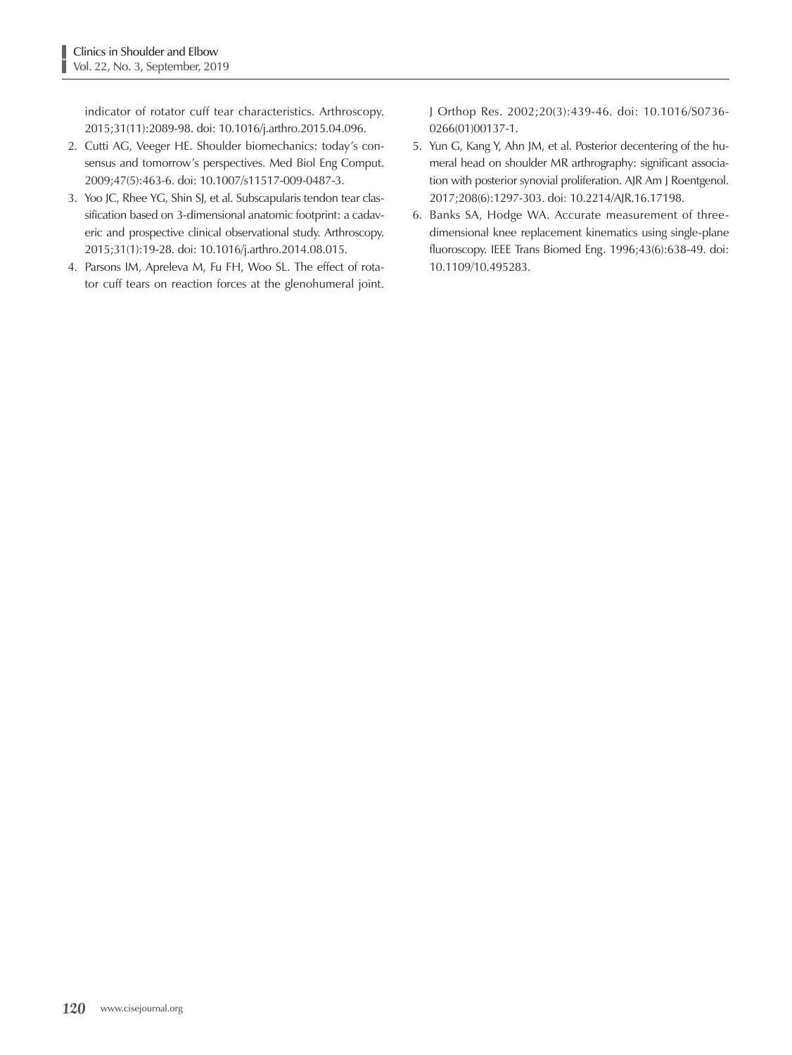indicator of rotator cuff tear characteristics. Arthroscopy. 2015;31(11):2089-98. doi: 10.1016/j.arthro.2015.04.096.

2. Cutti AG, Veeger HE. Shoulder biomechanics: today's consensus and tomorrow's perspectives. Med Biol Eng Comput. 2009;47(5):463-6. doi: 10.1007/s11517-009-0487-3.
3. Yoo JC, Rhee YG, Shin SJ, et al. Subscapularis tendon tear classification based on 3-dimensional anatomic footprint: a cadaveric and prospective clinical observational study. Arthroscopy. 2015;31(1):19-28. doi: 10.1016/j.arthro.2014.08.015.
4. Parsons IM, Apreleva M, Fu FH, Woo SL. The effect of rotator cuff tears on reaction forces at the glenohumeral joint. J Orthop Res. 2002;20(3):439-46. doi: 10.1016/S0736-0266(01)00137-1.
5. Yun G, Kang Y, Ahn JM, et al. Posterior decentering of the humeral head on shoulder MR arthrography: significant association with posterior synovial proliferation. AJR Am J Roentgenol. 2017;208(6):1297-303. doi: 10.2214/AJR.16.17198.
6. Banks SA, Hodge WA. Accurate measurement of three-dimensional knee replacement kinematics using single-plane fluoroscopy. IEEE Trans Biomed Eng. 1996;43(6):638-49. doi: 10.1109/10.495283.